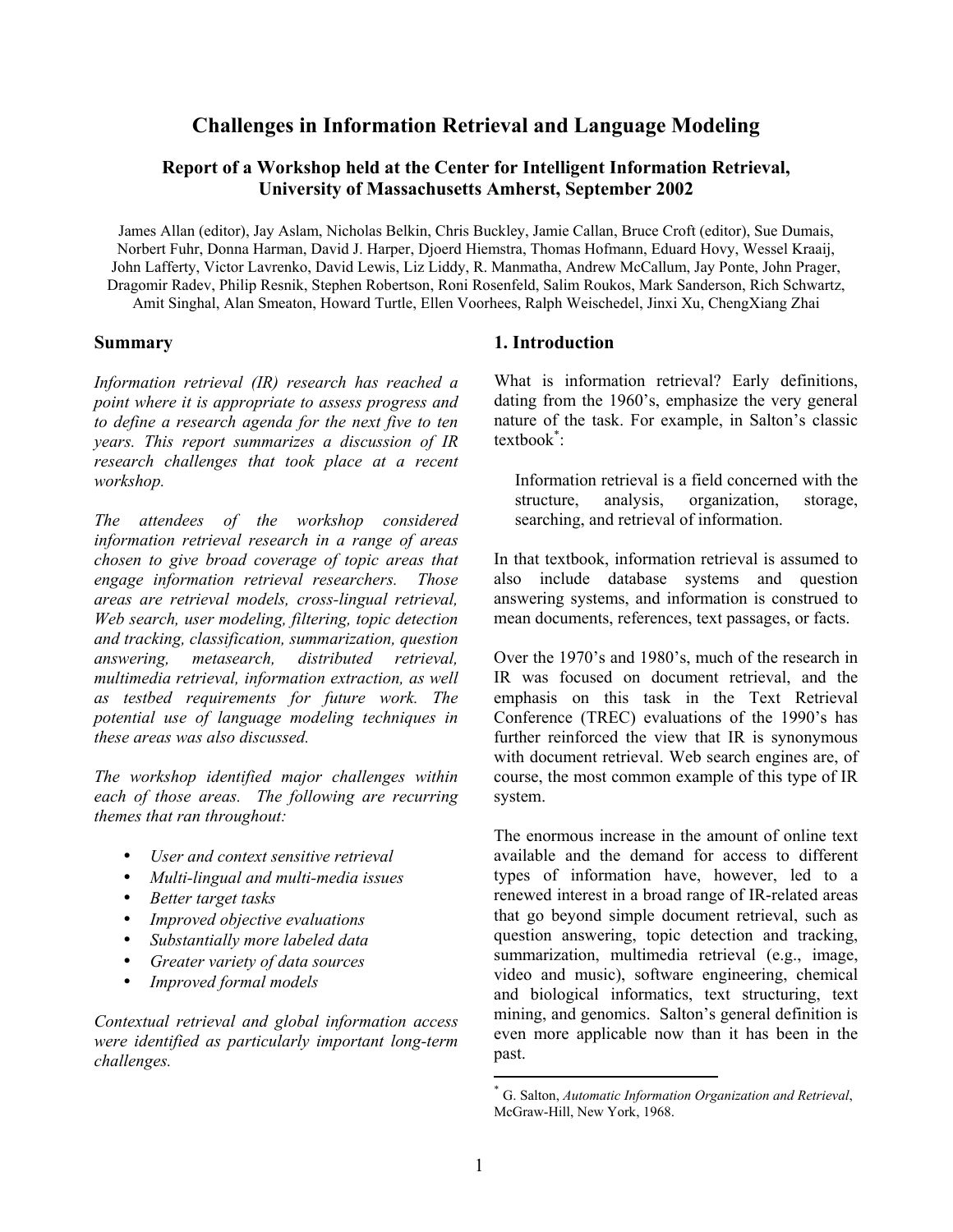# Challenges in Information Retrieval and Language Modeling

### Report of a Workshop held at the Center for Intelligent Information Retrieval, University of Massachusetts Amherst, September 2002

James Allan (editor), Jay Aslam, Nicholas Belkin, Chris Buckley, Jamie Callan, Bruce Croft (editor), Sue Dumais, Norbert Fuhr, Donna Harman, David J. Harper, Djoerd Hiemstra, Thomas Hofmann, Eduard Hovy, Wessel Kraaij, John Lafferty, Victor Lavrenko, David Lewis, Liz Liddy, R. Manmatha, Andrew McCallum, Jay Ponte, John Prager, Dragomir Radev, Philip Resnik, Stephen Robertson, Roni Rosenfeld, Salim Roukos, Mark Sanderson, Rich Schwartz, Amit Singhal, Alan Smeaton, Howard Turtle, Ellen Voorhees, Ralph Weischedel, Jinxi Xu, ChengXiang Zhai

## Summary

*Information retrieval (IR) research has reached a point where it is appropriate to assess progress and to define a research agenda for the next five to ten years. This report summarizes a discussion of IR research challenges that took place at a recent workshop.*

*The attendees of the workshop considered information retrieval research in a range of areas chosen to give broad coverage of topic areas that engage information retrieval researchers. Those areas are retrieval models, cross-lingual retrieval, Web search, user modeling, filtering, topic detection and tracking, classification, summarization, question answering, metasearch, distributed retrieval, multimedia retrieval, information extraction, as well as testbed requirements for future work. The potential use of language modeling techniques in these areas was also discussed.*

*The workshop identified major challenges within each of those areas. The following are recurring themes that ran throughout:*

- *User and context sensitive retrieval*
- *Multi-lingual and multi-media issues*
- *Better target tasks*
- *Improved objective evaluations*
- *Substantially more labeled data*
- *Greater variety of data sources*
- *Improved formal models*

*Contextual retrieval and global information access were identified as particularly important long-term challenges.*

## 1. Introduction

What is information retrieval? Early definitions, dating from the 1960's, emphasize the very general nature of the task. For example, in Salton's classic textbook*:

> Information retrieval is a field concerned with the structure, analysis, organization, storage, searching, and retrieval of information.

In that textbook, information retrieval is assumed to also include database systems and question answering systems, and information is construed to mean documents, references, text passages, or facts.

Over the 1970's and 1980's, much of the research in IR was focused on document retrieval, and the emphasis on this task in the Text Retrieval Conference (TREC) evaluations of the 1990's has further reinforced the view that IR is synonymous with document retrieval. Web search engines are, of course, the most common example of this type of IR system.

The enormous increase in the amount of online text available and the demand for access to different types of information have, however, led to a renewed interest in a broad range of IR-related areas that go beyond simple document retrieval, such as question answering, topic detection and tracking, summarization, multimedia retrieval (e.g., image, video and music), software engineering, chemical and biological informatics, text structuring, text mining, and genomics. Salton's general definition is even more applicable now than it has been in the past.

---

* G. Salton, *Automatic Information Organization and Retrieval*, McGraw-Hill, New York, 1968.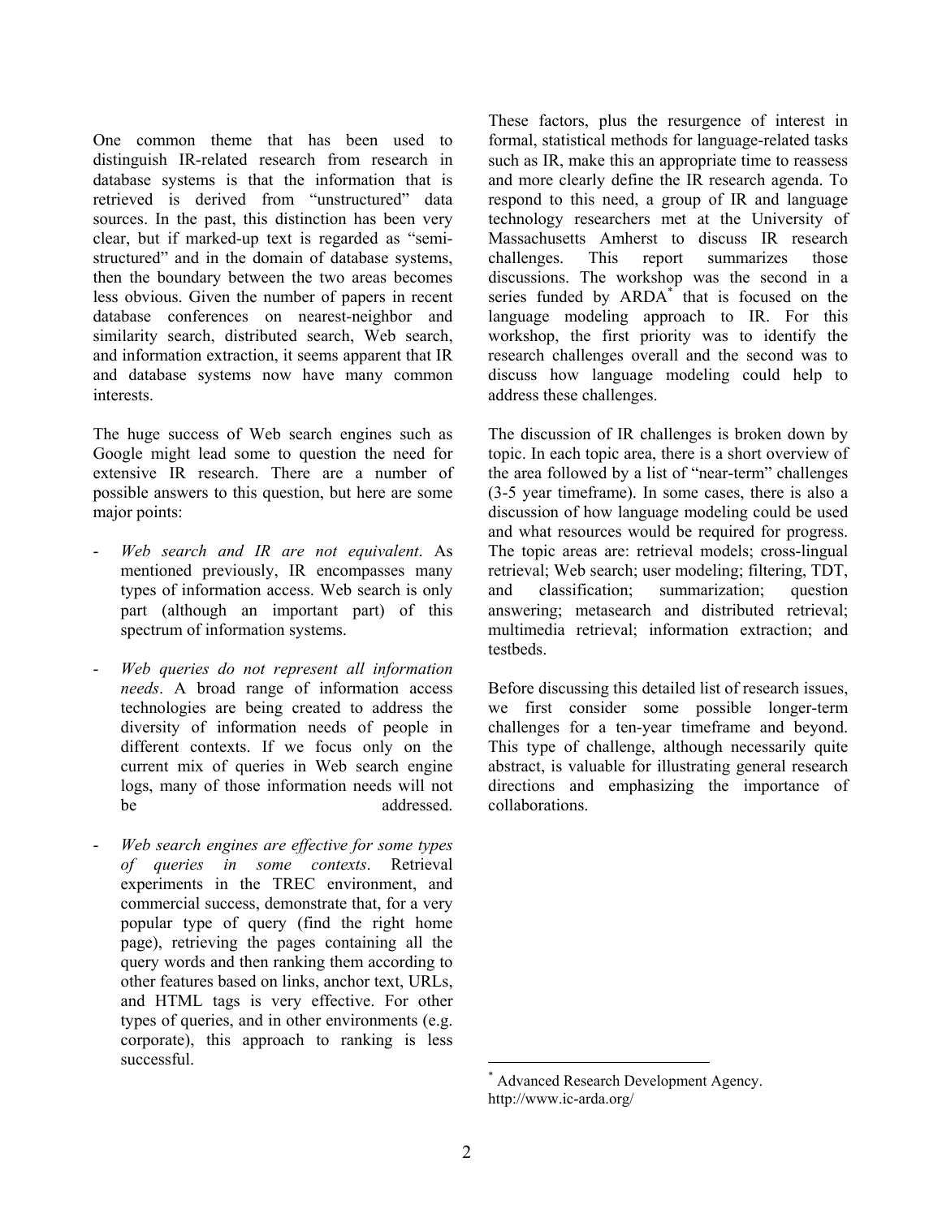One common theme that has been used to distinguish IR-related research from research in database systems is that the information that is retrieved is derived from "unstructured" data sources. In the past, this distinction has been very clear, but if marked-up text is regarded as "semi-structured" and in the domain of database systems, then the boundary between the two areas becomes less obvious. Given the number of papers in recent database conferences on nearest-neighbor and similarity search, distributed search, Web search, and information extraction, it seems apparent that IR and database systems now have many common interests.

The huge success of Web search engines such as Google might lead some to question the need for extensive IR research. There are a number of possible answers to this question, but here are some major points:

- *Web search and IR are not equivalent*. As mentioned previously, IR encompasses many types of information access. Web search is only part (although an important part) of this spectrum of information systems.
- *Web queries do not represent all information needs*. A broad range of information access technologies are being created to address the diversity of information needs of people in different contexts. If we focus only on the current mix of queries in Web search engine logs, many of those information needs will not be addressed.
- *Web search engines are effective for some types of queries in some contexts*. Retrieval experiments in the TREC environment, and commercial success, demonstrate that, for a very popular type of query (find the right home page), retrieving the pages containing all the query words and then ranking them according to other features based on links, anchor text, URLs, and HTML tags is very effective. For other types of queries, and in other environments (e.g. corporate), this approach to ranking is less successful.

These factors, plus the resurgence of interest in formal, statistical methods for language-related tasks such as IR, make this an appropriate time to reassess and more clearly define the IR research agenda. To respond to this need, a group of IR and language technology researchers met at the University of Massachusetts Amherst to discuss IR research challenges. This report summarizes those discussions. The workshop was the second in a series funded by ARDA[*] that is focused on the language modeling approach to IR. For this workshop, the first priority was to identify the research challenges overall and the second was to discuss how language modeling could help to address these challenges.

The discussion of IR challenges is broken down by topic. In each topic area, there is a short overview of the area followed by a list of "near-term" challenges (3-5 year timeframe). In some cases, there is also a discussion of how language modeling could be used and what resources would be required for progress. The topic areas are: retrieval models; cross-lingual retrieval; Web search; user modeling; filtering, TDT, and classification; summarization; question answering; metasearch and distributed retrieval; multimedia retrieval; information extraction; and testbeds.

Before discussing this detailed list of research issues, we first consider some possible longer-term challenges for a ten-year timeframe and beyond. This type of challenge, although necessarily quite abstract, is valuable for illustrating general research directions and emphasizing the importance of collaborations.

[*] Advanced Research Development Agency. http://www.ic-arda.org/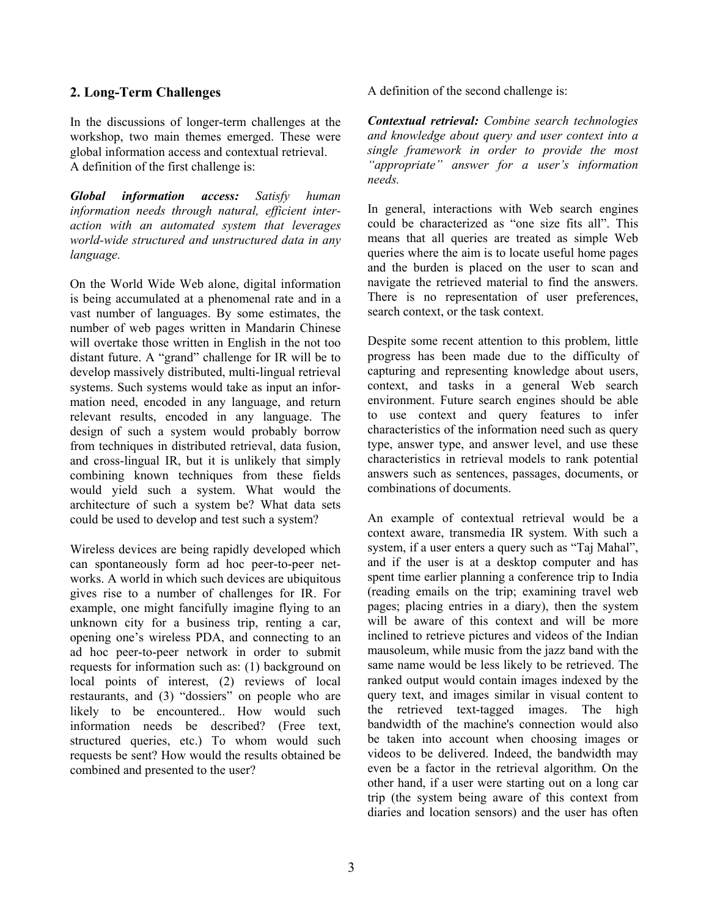## 2. Long-Term Challenges

In the discussions of longer-term challenges at the workshop, two main themes emerged. These were global information access and contextual retrieval. A definition of the first challenge is:

***Global information access:*** *Satisfy human information needs through natural, efficient interaction with an automated system that leverages world-wide structured and unstructured data in any language.*

On the World Wide Web alone, digital information is being accumulated at a phenomenal rate and in a vast number of languages. By some estimates, the number of web pages written in Mandarin Chinese will overtake those written in English in the not too distant future. A "grand" challenge for IR will be to develop massively distributed, multi-lingual retrieval systems. Such systems would take as input an information need, encoded in any language, and return relevant results, encoded in any language. The design of such a system would probably borrow from techniques in distributed retrieval, data fusion, and cross-lingual IR, but it is unlikely that simply combining known techniques from these fields would yield such a system. What would the architecture of such a system be? What data sets could be used to develop and test such a system?

Wireless devices are being rapidly developed which can spontaneously form ad hoc peer-to-peer networks. A world in which such devices are ubiquitous gives rise to a number of challenges for IR. For example, one might fancifully imagine flying to an unknown city for a business trip, renting a car, opening one's wireless PDA, and connecting to an ad hoc peer-to-peer network in order to submit requests for information such as: (1) background on local points of interest, (2) reviews of local restaurants, and (3) "dossiers" on people who are likely to be encountered.. How would such information needs be described? (Free text, structured queries, etc.) To whom would such requests be sent? How would the results obtained be combined and presented to the user?

A definition of the second challenge is:

***Contextual retrieval:*** *Combine search technologies and knowledge about query and user context into a single framework in order to provide the most "appropriate" answer for a user's information needs.*

In general, interactions with Web search engines could be characterized as "one size fits all". This means that all queries are treated as simple Web queries where the aim is to locate useful home pages and the burden is placed on the user to scan and navigate the retrieved material to find the answers. There is no representation of user preferences, search context, or the task context.

Despite some recent attention to this problem, little progress has been made due to the difficulty of capturing and representing knowledge about users, context, and tasks in a general Web search environment. Future search engines should be able to use context and query features to infer characteristics of the information need such as query type, answer type, and answer level, and use these characteristics in retrieval models to rank potential answers such as sentences, passages, documents, or combinations of documents.

An example of contextual retrieval would be a context aware, transmedia IR system. With such a system, if a user enters a query such as "Taj Mahal", and if the user is at a desktop computer and has spent time earlier planning a conference trip to India (reading emails on the trip; examining travel web pages; placing entries in a diary), then the system will be aware of this context and will be more inclined to retrieve pictures and videos of the Indian mausoleum, while music from the jazz band with the same name would be less likely to be retrieved. The ranked output would contain images indexed by the query text, and images similar in visual content to the retrieved text-tagged images. The high bandwidth of the machine's connection would also be taken into account when choosing images or videos to be delivered. Indeed, the bandwidth may even be a factor in the retrieval algorithm. On the other hand, if a user were starting out on a long car trip (the system being aware of this context from diaries and location sensors) and the user has often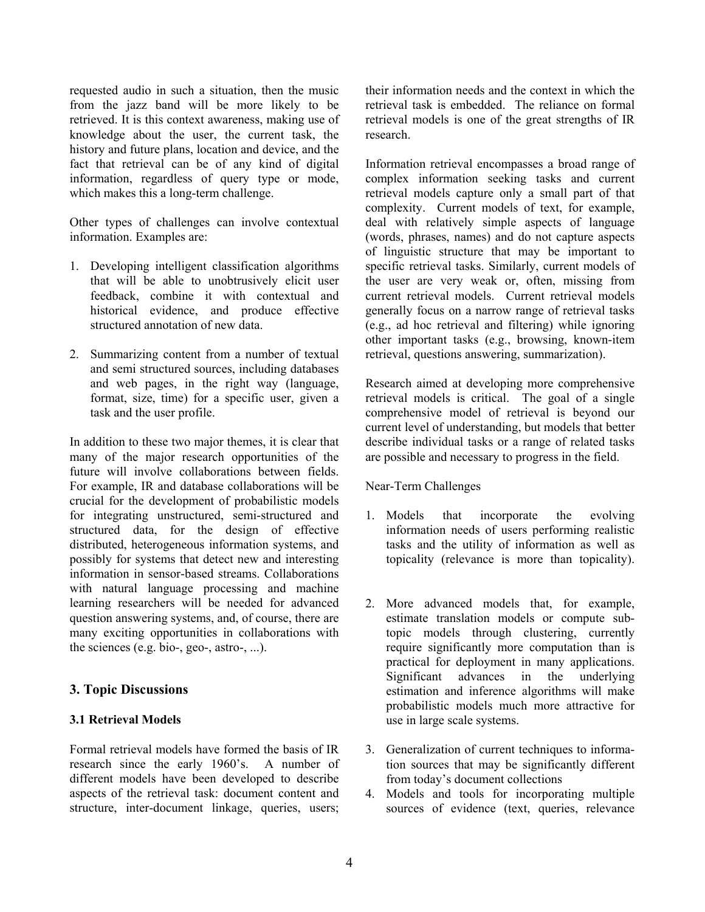requested audio in such a situation, then the music from the jazz band will be more likely to be retrieved. It is this context awareness, making use of knowledge about the user, the current task, the history and future plans, location and device, and the fact that retrieval can be of any kind of digital information, regardless of query type or mode, which makes this a long-term challenge.

Other types of challenges can involve contextual information. Examples are:

1. Developing intelligent classification algorithms that will be able to unobtrusively elicit user feedback, combine it with contextual and historical evidence, and produce effective structured annotation of new data.

2. Summarizing content from a number of textual and semi structured sources, including databases and web pages, in the right way (language, format, size, time) for a specific user, given a task and the user profile.

In addition to these two major themes, it is clear that many of the major research opportunities of the future will involve collaborations between fields. For example, IR and database collaborations will be crucial for the development of probabilistic models for integrating unstructured, semi-structured and structured data, for the design of effective distributed, heterogeneous information systems, and possibly for systems that detect new and interesting information in sensor-based streams. Collaborations with natural language processing and machine learning researchers will be needed for advanced question answering systems, and, of course, there are many exciting opportunities in collaborations with the sciences (e.g. bio-, geo-, astro-, ...).

## 3. Topic Discussions

### 3.1 Retrieval Models

Formal retrieval models have formed the basis of IR research since the early 1960's. A number of different models have been developed to describe aspects of the retrieval task: document content and structure, inter-document linkage, queries, users; their information needs and the context in which the retrieval task is embedded. The reliance on formal retrieval models is one of the great strengths of IR research.

Information retrieval encompasses a broad range of complex information seeking tasks and current retrieval models capture only a small part of that complexity. Current models of text, for example, deal with relatively simple aspects of language (words, phrases, names) and do not capture aspects of linguistic structure that may be important to specific retrieval tasks. Similarly, current models of the user are very weak or, often, missing from current retrieval models. Current retrieval models generally focus on a narrow range of retrieval tasks (e.g., ad hoc retrieval and filtering) while ignoring other important tasks (e.g., browsing, known-item retrieval, questions answering, summarization).

Research aimed at developing more comprehensive retrieval models is critical. The goal of a single comprehensive model of retrieval is beyond our current level of understanding, but models that better describe individual tasks or a range of related tasks are possible and necessary to progress in the field.

Near-Term Challenges

1. Models that incorporate the evolving information needs of users performing realistic tasks and the utility of information as well as topicality (relevance is more than topicality).

2. More advanced models that, for example, estimate translation models or compute sub-topic models through clustering, currently require significantly more computation than is practical for deployment in many applications. Significant advances in the underlying estimation and inference algorithms will make probabilistic models much more attractive for use in large scale systems.

3. Generalization of current techniques to information sources that may be significantly different from today's document collections

4. Models and tools for incorporating multiple sources of evidence (text, queries, relevance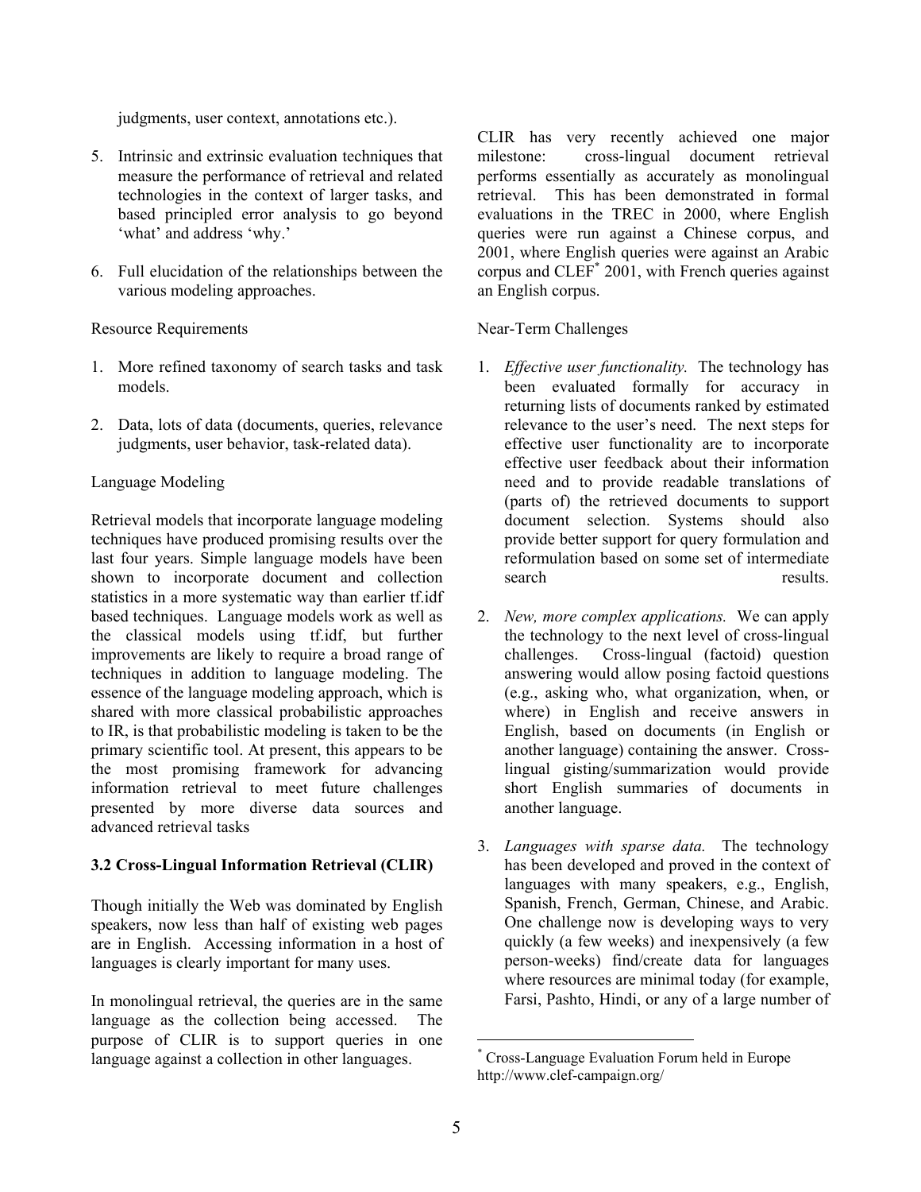judgments, user context, annotations etc.).

5. Intrinsic and extrinsic evaluation techniques that measure the performance of retrieval and related technologies in the context of larger tasks, and based principled error analysis to go beyond 'what' and address 'why.'

6. Full elucidation of the relationships between the various modeling approaches.

Resource Requirements

1. More refined taxonomy of search tasks and task models.

2. Data, lots of data (documents, queries, relevance judgments, user behavior, task-related data).

Language Modeling

Retrieval models that incorporate language modeling techniques have produced promising results over the last four years. Simple language models have been shown to incorporate document and collection statistics in a more systematic way than earlier tf.idf based techniques. Language models work as well as the classical models using tf.idf, but further improvements are likely to require a broad range of techniques in addition to language modeling. The essence of the language modeling approach, which is shared with more classical probabilistic approaches to IR, is that probabilistic modeling is taken to be the primary scientific tool. At present, this appears to be the most promising framework for advancing information retrieval to meet future challenges presented by more diverse data sources and advanced retrieval tasks

### 3.2 Cross-Lingual Information Retrieval (CLIR)

Though initially the Web was dominated by English speakers, now less than half of existing web pages are in English. Accessing information in a host of languages is clearly important for many uses.

In monolingual retrieval, the queries are in the same language as the collection being accessed. The purpose of CLIR is to support queries in one language against a collection in other languages.

CLIR has very recently achieved one major milestone: cross-lingual document retrieval performs essentially as accurately as monolingual retrieval. This has been demonstrated in formal evaluations in the TREC in 2000, where English queries were run against a Chinese corpus, and 2001, where English queries were against an Arabic corpus and CLEF[*] 2001, with French queries against an English corpus.

Near-Term Challenges

1. *Effective user functionality.* The technology has been evaluated formally for accuracy in returning lists of documents ranked by estimated relevance to the user's need. The next steps for effective user functionality are to incorporate effective user feedback about their information need and to provide readable translations of (parts of) the retrieved documents to support document selection. Systems should also provide better support for query formulation and reformulation based on some set of intermediate search results.

2. *New, more complex applications.* We can apply the technology to the next level of cross-lingual challenges. Cross-lingual (factoid) question answering would allow posing factoid questions (e.g., asking who, what organization, when, or where) in English and receive answers in English, based on documents (in English or another language) containing the answer. Cross-lingual gisting/summarization would provide short English summaries of documents in another language.

3. *Languages with sparse data.* The technology has been developed and proved in the context of languages with many speakers, e.g., English, Spanish, French, German, Chinese, and Arabic. One challenge now is developing ways to very quickly (a few weeks) and inexpensively (a few person-weeks) find/create data for languages where resources are minimal today (for example, Farsi, Pashto, Hindi, or any of a large number of

[*] Cross-Language Evaluation Forum held in Europe http://www.clef-campaign.org/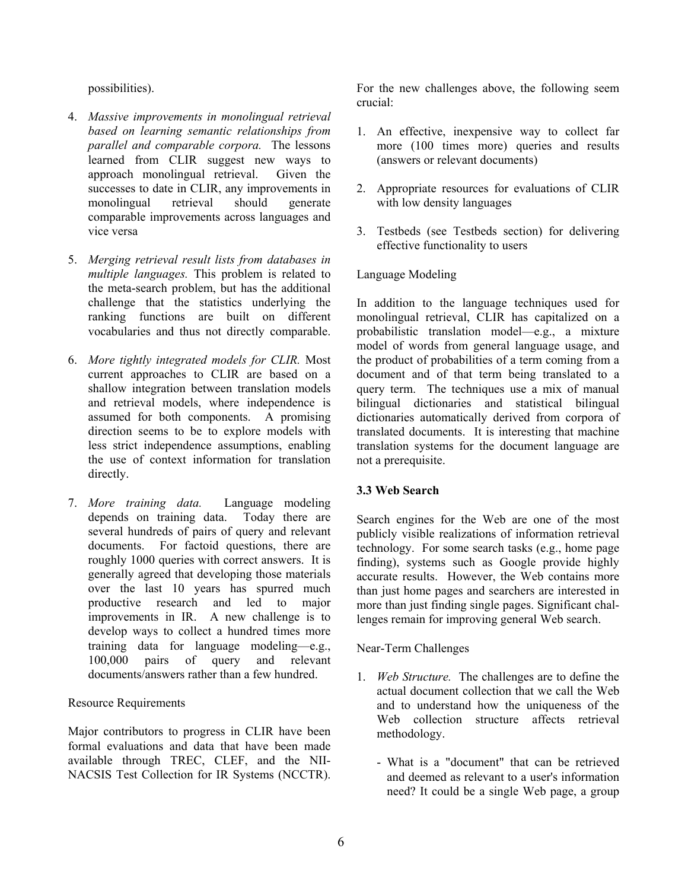possibilities).

4. *Massive improvements in monolingual retrieval based on learning semantic relationships from parallel and comparable corpora.* The lessons learned from CLIR suggest new ways to approach monolingual retrieval. Given the successes to date in CLIR, any improvements in monolingual retrieval should generate comparable improvements across languages and vice versa

5. *Merging retrieval result lists from databases in multiple languages.* This problem is related to the meta-search problem, but has the additional challenge that the statistics underlying the ranking functions are built on different vocabularies and thus not directly comparable.

6. *More tightly integrated models for CLIR.* Most current approaches to CLIR are based on a shallow integration between translation models and retrieval models, where independence is assumed for both components. A promising direction seems to be to explore models with less strict independence assumptions, enabling the use of context information for translation directly.

7. *More training data.* Language modeling depends on training data. Today there are several hundreds of pairs of query and relevant documents. For factoid questions, there are roughly 1000 queries with correct answers. It is generally agreed that developing those materials over the last 10 years has spurred much productive research and led to major improvements in IR. A new challenge is to develop ways to collect a hundred times more training data for language modeling—e.g., 100,000 pairs of query and relevant documents/answers rather than a few hundred.

Resource Requirements

Major contributors to progress in CLIR have been formal evaluations and data that have been made available through TREC, CLEF, and the NII-NACSIS Test Collection for IR Systems (NCCTR). For the new challenges above, the following seem crucial:

1. An effective, inexpensive way to collect far more (100 times more) queries and results (answers or relevant documents)

2. Appropriate resources for evaluations of CLIR with low density languages

3. Testbeds (see Testbeds section) for delivering effective functionality to users

Language Modeling

In addition to the language techniques used for monolingual retrieval, CLIR has capitalized on a probabilistic translation model—e.g., a mixture model of words from general language usage, and the product of probabilities of a term coming from a document and of that term being translated to a query term. The techniques use a mix of manual bilingual dictionaries and statistical bilingual dictionaries automatically derived from corpora of translated documents. It is interesting that machine translation systems for the document language are not a prerequisite.

### 3.3 Web Search

Search engines for the Web are one of the most publicly visible realizations of information retrieval technology. For some search tasks (e.g., home page finding), systems such as Google provide highly accurate results. However, the Web contains more than just home pages and searchers are interested in more than just finding single pages. Significant challenges remain for improving general Web search.

Near-Term Challenges

1. *Web Structure.* The challenges are to define the actual document collection that we call the Web and to understand how the uniqueness of the Web collection structure affects retrieval methodology.

   - What is a "document" that can be retrieved and deemed as relevant to a user's information need? It could be a single Web page, a group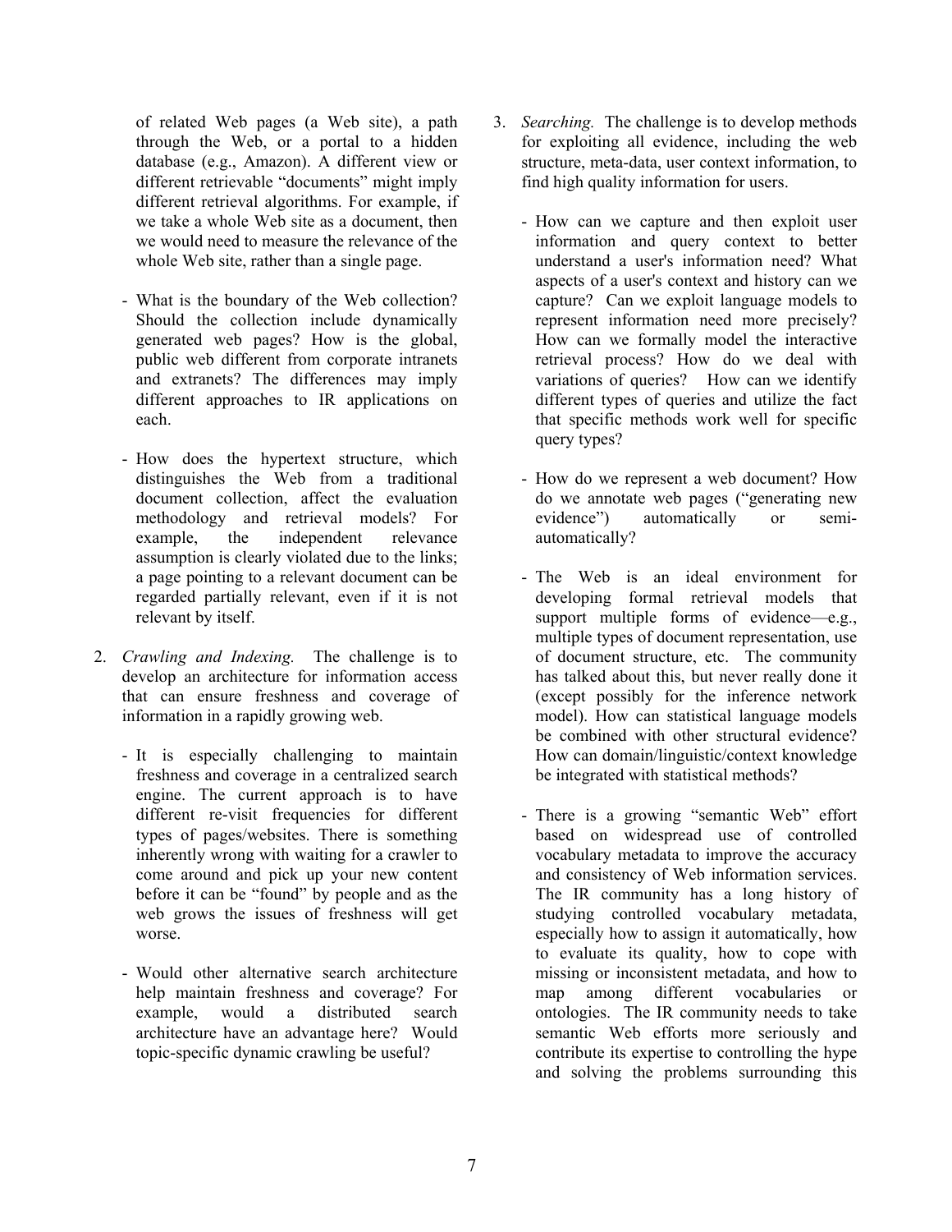of related Web pages (a Web site), a path through the Web, or a portal to a hidden database (e.g., Amazon). A different view or different retrievable "documents" might imply different retrieval algorithms. For example, if we take a whole Web site as a document, then we would need to measure the relevance of the whole Web site, rather than a single page.

- What is the boundary of the Web collection? Should the collection include dynamically generated web pages? How is the global, public web different from corporate intranets and extranets? The differences may imply different approaches to IR applications on each.

- How does the hypertext structure, which distinguishes the Web from a traditional document collection, affect the evaluation methodology and retrieval models? For example, the independent relevance assumption is clearly violated due to the links; a page pointing to a relevant document can be regarded partially relevant, even if it is not relevant by itself.

2. *Crawling and Indexing.* The challenge is to develop an architecture for information access that can ensure freshness and coverage of information in a rapidly growing web.

   - It is especially challenging to maintain freshness and coverage in a centralized search engine. The current approach is to have different re-visit frequencies for different types of pages/websites. There is something inherently wrong with waiting for a crawler to come around and pick up your new content before it can be "found" by people and as the web grows the issues of freshness will get worse.

   - Would other alternative search architecture help maintain freshness and coverage? For example, would a distributed search architecture have an advantage here? Would topic-specific dynamic crawling be useful?

3. *Searching.* The challenge is to develop methods for exploiting all evidence, including the web structure, meta-data, user context information, to find high quality information for users.

   - How can we capture and then exploit user information and query context to better understand a user's information need? What aspects of a user's context and history can we capture? Can we exploit language models to represent information need more precisely? How can we formally model the interactive retrieval process? How do we deal with variations of queries? How can we identify different types of queries and utilize the fact that specific methods work well for specific query types?

   - How do we represent a web document? How do we annotate web pages ("generating new evidence") automatically or semi-automatically?

   - The Web is an ideal environment for developing formal retrieval models that support multiple forms of evidence—e.g., multiple types of document representation, use of document structure, etc. The community has talked about this, but never really done it (except possibly for the inference network model). How can statistical language models be combined with other structural evidence? How can domain/linguistic/context knowledge be integrated with statistical methods?

   - There is a growing "semantic Web" effort based on widespread use of controlled vocabulary metadata to improve the accuracy and consistency of Web information services. The IR community has a long history of studying controlled vocabulary metadata, especially how to assign it automatically, how to evaluate its quality, how to cope with missing or inconsistent metadata, and how to map among different vocabularies or ontologies. The IR community needs to take semantic Web efforts more seriously and contribute its expertise to controlling the hype and solving the problems surrounding this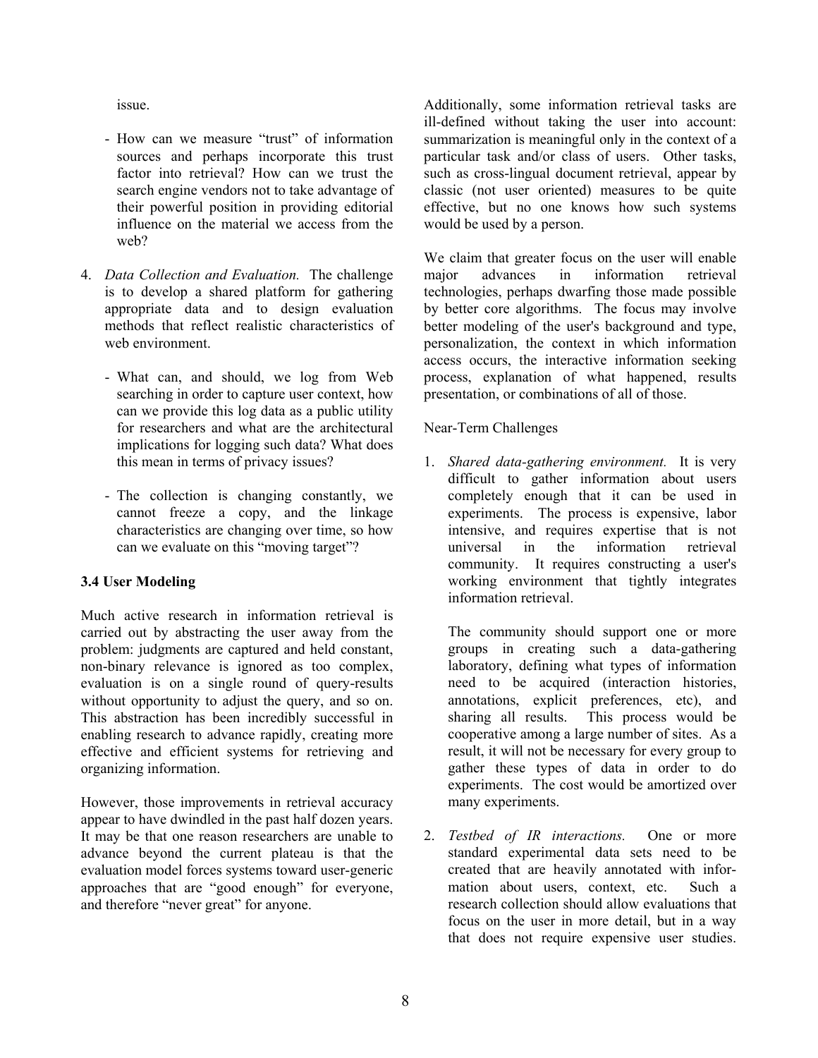issue.

- How can we measure "trust" of information sources and perhaps incorporate this trust factor into retrieval? How can we trust the search engine vendors not to take advantage of their powerful position in providing editorial influence on the material we access from the web?

4. *Data Collection and Evaluation.* The challenge is to develop a shared platform for gathering appropriate data and to design evaluation methods that reflect realistic characteristics of web environment.

   - What can, and should, we log from Web searching in order to capture user context, how can we provide this log data as a public utility for researchers and what are the architectural implications for logging such data? What does this mean in terms of privacy issues?

   - The collection is changing constantly, we cannot freeze a copy, and the linkage characteristics are changing over time, so how can we evaluate on this "moving target"?

### 3.4 User Modeling

Much active research in information retrieval is carried out by abstracting the user away from the problem: judgments are captured and held constant, non-binary relevance is ignored as too complex, evaluation is on a single round of query-results without opportunity to adjust the query, and so on. This abstraction has been incredibly successful in enabling research to advance rapidly, creating more effective and efficient systems for retrieving and organizing information.

However, those improvements in retrieval accuracy appear to have dwindled in the past half dozen years. It may be that one reason researchers are unable to advance beyond the current plateau is that the evaluation model forces systems toward user-generic approaches that are "good enough" for everyone, and therefore "never great" for anyone.

Additionally, some information retrieval tasks are ill-defined without taking the user into account: summarization is meaningful only in the context of a particular task and/or class of users. Other tasks, such as cross-lingual document retrieval, appear by classic (not user oriented) measures to be quite effective, but no one knows how such systems would be used by a person.

We claim that greater focus on the user will enable major advances in information retrieval technologies, perhaps dwarfing those made possible by better core algorithms. The focus may involve better modeling of the user's background and type, personalization, the context in which information access occurs, the interactive information seeking process, explanation of what happened, results presentation, or combinations of all of those.

Near-Term Challenges

1. *Shared data-gathering environment.* It is very difficult to gather information about users completely enough that it can be used in experiments. The process is expensive, labor intensive, and requires expertise that is not universal in the information retrieval community. It requires constructing a user's working environment that tightly integrates information retrieval.

   The community should support one or more groups in creating such a data-gathering laboratory, defining what types of information need to be acquired (interaction histories, annotations, explicit preferences, etc), and sharing all results. This process would be cooperative among a large number of sites. As a result, it will not be necessary for every group to gather these types of data in order to do experiments. The cost would be amortized over many experiments.

2. *Testbed of IR interactions.* One or more standard experimental data sets need to be created that are heavily annotated with information about users, context, etc. Such a research collection should allow evaluations that focus on the user in more detail, but in a way that does not require expensive user studies.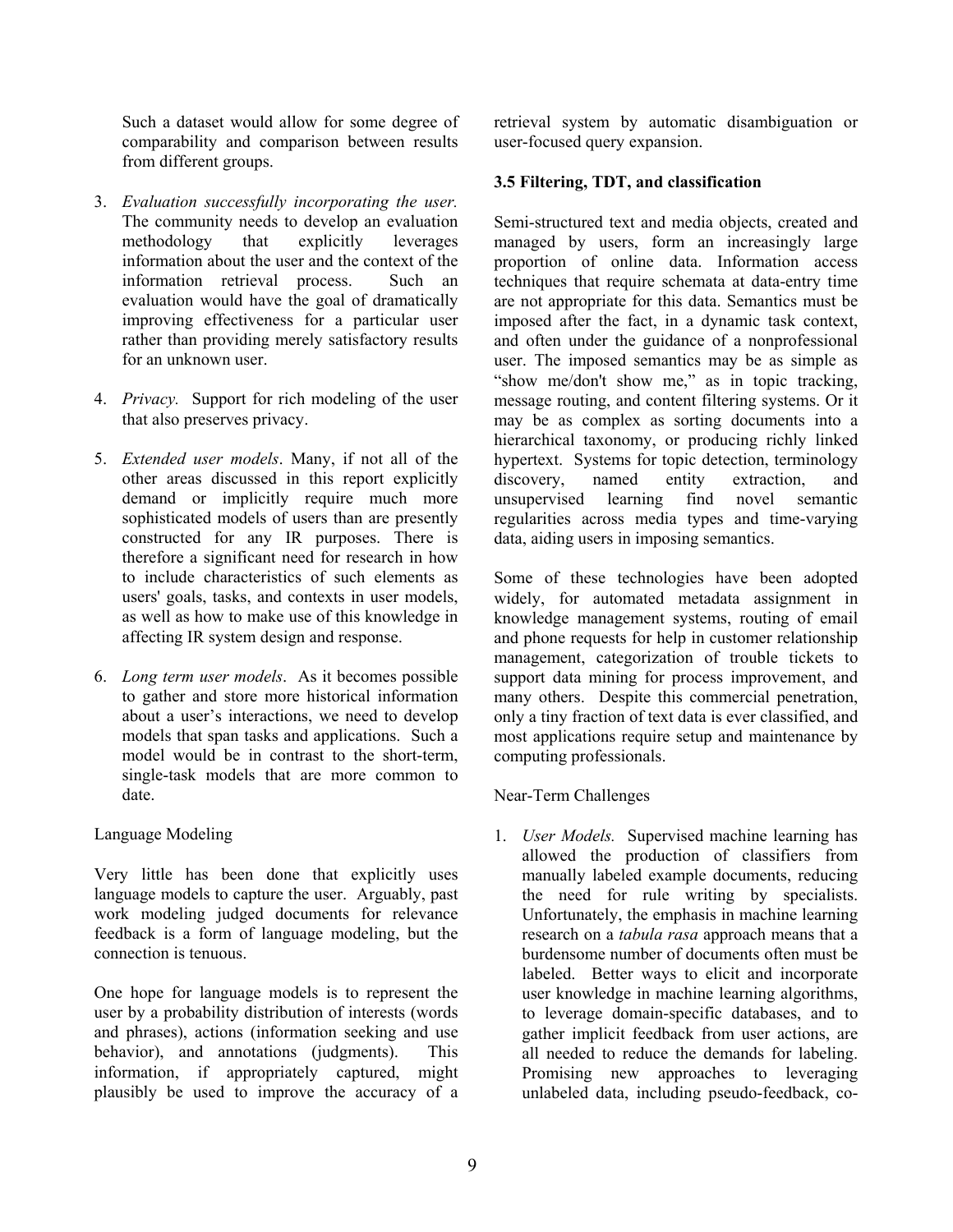Such a dataset would allow for some degree of comparability and comparison between results from different groups.

3. *Evaluation successfully incorporating the user.* The community needs to develop an evaluation methodology that explicitly leverages information about the user and the context of the information retrieval process. Such an evaluation would have the goal of dramatically improving effectiveness for a particular user rather than providing merely satisfactory results for an unknown user.

4. *Privacy.* Support for rich modeling of the user that also preserves privacy.

5. *Extended user models*. Many, if not all of the other areas discussed in this report explicitly demand or implicitly require much more sophisticated models of users than are presently constructed for any IR purposes. There is therefore a significant need for research in how to include characteristics of such elements as users' goals, tasks, and contexts in user models, as well as how to make use of this knowledge in affecting IR system design and response.

6. *Long term user models*. As it becomes possible to gather and store more historical information about a user's interactions, we need to develop models that span tasks and applications. Such a model would be in contrast to the short-term, single-task models that are more common to date.

Language Modeling

Very little has been done that explicitly uses language models to capture the user. Arguably, past work modeling judged documents for relevance feedback is a form of language modeling, but the connection is tenuous.

One hope for language models is to represent the user by a probability distribution of interests (words and phrases), actions (information seeking and use behavior), and annotations (judgments). This information, if appropriately captured, might plausibly be used to improve the accuracy of a retrieval system by automatic disambiguation or user-focused query expansion.

### 3.5 Filtering, TDT, and classification

Semi-structured text and media objects, created and managed by users, form an increasingly large proportion of online data. Information access techniques that require schemata at data-entry time are not appropriate for this data. Semantics must be imposed after the fact, in a dynamic task context, and often under the guidance of a nonprofessional user. The imposed semantics may be as simple as "show me/don't show me," as in topic tracking, message routing, and content filtering systems. Or it may be as complex as sorting documents into a hierarchical taxonomy, or producing richly linked hypertext. Systems for topic detection, terminology discovery, named entity extraction, and unsupervised learning find novel semantic regularities across media types and time-varying data, aiding users in imposing semantics.

Some of these technologies have been adopted widely, for automated metadata assignment in knowledge management systems, routing of email and phone requests for help in customer relationship management, categorization of trouble tickets to support data mining for process improvement, and many others. Despite this commercial penetration, only a tiny fraction of text data is ever classified, and most applications require setup and maintenance by computing professionals.

Near-Term Challenges

1. *User Models.* Supervised machine learning has allowed the production of classifiers from manually labeled example documents, reducing the need for rule writing by specialists. Unfortunately, the emphasis in machine learning research on a *tabula rasa* approach means that a burdensome number of documents often must be labeled. Better ways to elicit and incorporate user knowledge in machine learning algorithms, to leverage domain-specific databases, and to gather implicit feedback from user actions, are all needed to reduce the demands for labeling. Promising new approaches to leveraging unlabeled data, including pseudo-feedback, co-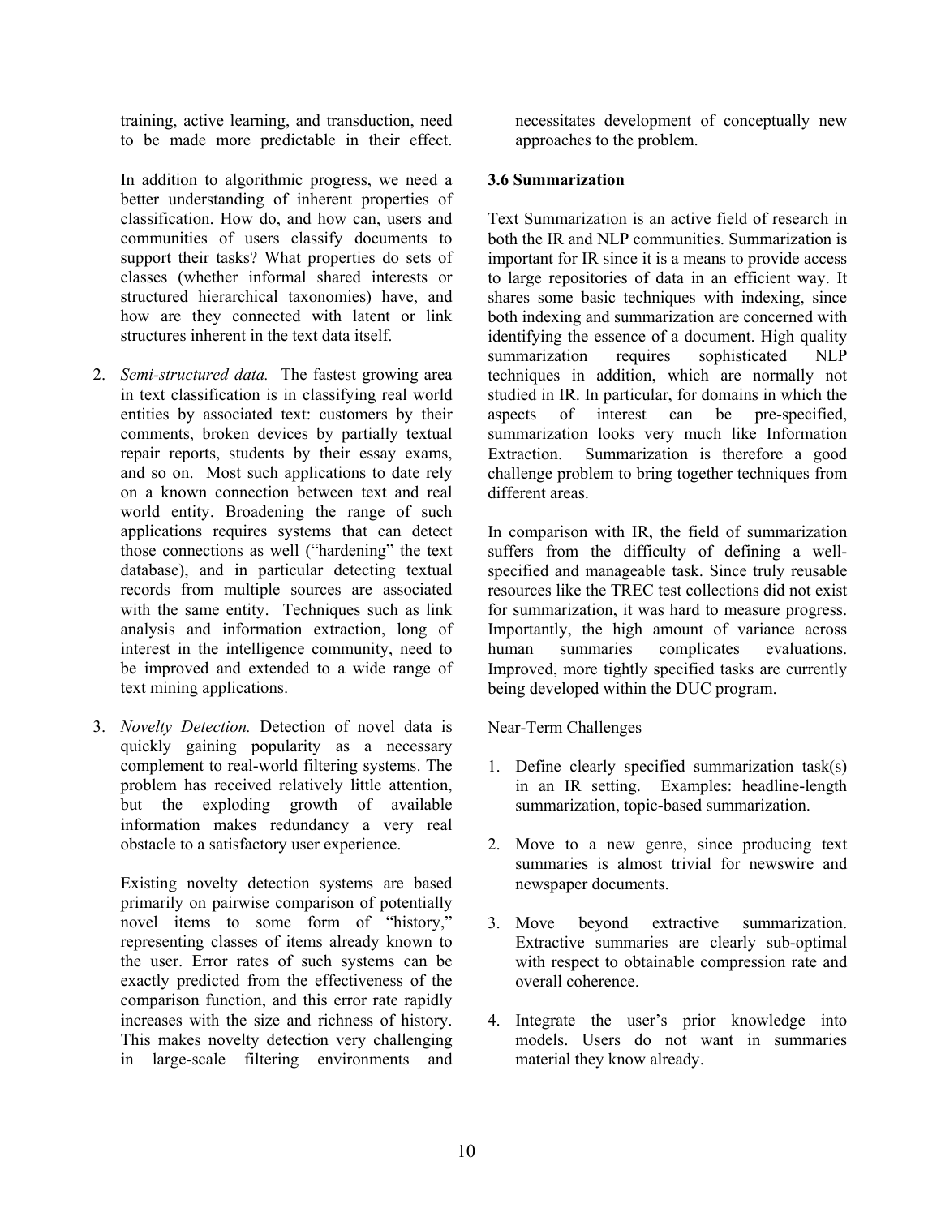training, active learning, and transduction, need to be made more predictable in their effect.

In addition to algorithmic progress, we need a better understanding of inherent properties of classification. How do, and how can, users and communities of users classify documents to support their tasks? What properties do sets of classes (whether informal shared interests or structured hierarchical taxonomies) have, and how are they connected with latent or link structures inherent in the text data itself.

2. *Semi-structured data.* The fastest growing area in text classification is in classifying real world entities by associated text: customers by their comments, broken devices by partially textual repair reports, students by their essay exams, and so on. Most such applications to date rely on a known connection between text and real world entity. Broadening the range of such applications requires systems that can detect those connections as well ("hardening" the text database), and in particular detecting textual records from multiple sources are associated with the same entity. Techniques such as link analysis and information extraction, long of interest in the intelligence community, need to be improved and extended to a wide range of text mining applications.

3. *Novelty Detection.* Detection of novel data is quickly gaining popularity as a necessary complement to real-world filtering systems. The problem has received relatively little attention, but the exploding growth of available information makes redundancy a very real obstacle to a satisfactory user experience.

   Existing novelty detection systems are based primarily on pairwise comparison of potentially novel items to some form of "history," representing classes of items already known to the user. Error rates of such systems can be exactly predicted from the effectiveness of the comparison function, and this error rate rapidly increases with the size and richness of history. This makes novelty detection very challenging in large-scale filtering environments and necessitates development of conceptually new approaches to the problem.

### 3.6 Summarization

Text Summarization is an active field of research in both the IR and NLP communities. Summarization is important for IR since it is a means to provide access to large repositories of data in an efficient way. It shares some basic techniques with indexing, since both indexing and summarization are concerned with identifying the essence of a document. High quality summarization requires sophisticated NLP techniques in addition, which are normally not studied in IR. In particular, for domains in which the aspects of interest can be pre-specified, summarization looks very much like Information Extraction. Summarization is therefore a good challenge problem to bring together techniques from different areas.

In comparison with IR, the field of summarization suffers from the difficulty of defining a well-specified and manageable task. Since truly reusable resources like the TREC test collections did not exist for summarization, it was hard to measure progress. Importantly, the high amount of variance across human summaries complicates evaluations. Improved, more tightly specified tasks are currently being developed within the DUC program.

Near-Term Challenges

1. Define clearly specified summarization task(s) in an IR setting. Examples: headline-length summarization, topic-based summarization.

2. Move to a new genre, since producing text summaries is almost trivial for newswire and newspaper documents.

3. Move beyond extractive summarization. Extractive summaries are clearly sub-optimal with respect to obtainable compression rate and overall coherence.

4. Integrate the user's prior knowledge into models. Users do not want in summaries material they know already.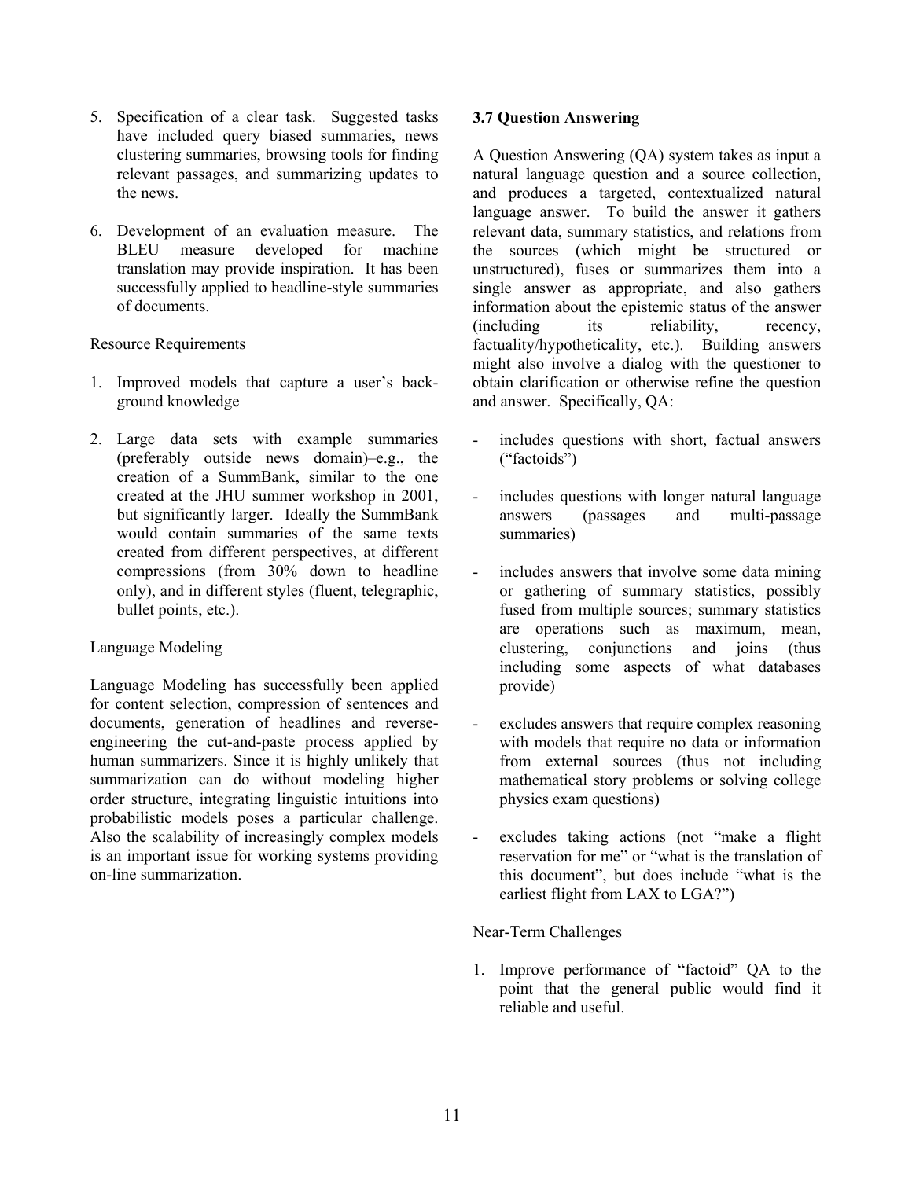5. Specification of a clear task. Suggested tasks have included query biased summaries, news clustering summaries, browsing tools for finding relevant passages, and summarizing updates to the news.

6. Development of an evaluation measure. The BLEU measure developed for machine translation may provide inspiration. It has been successfully applied to headline-style summaries of documents.

Resource Requirements

1. Improved models that capture a user's background knowledge

2. Large data sets with example summaries (preferably outside news domain)–e.g., the creation of a SummBank, similar to the one created at the JHU summer workshop in 2001, but significantly larger. Ideally the SummBank would contain summaries of the same texts created from different perspectives, at different compressions (from 30% down to headline only), and in different styles (fluent, telegraphic, bullet points, etc.).

Language Modeling

Language Modeling has successfully been applied for content selection, compression of sentences and documents, generation of headlines and reverse-engineering the cut-and-paste process applied by human summarizers. Since it is highly unlikely that summarization can do without modeling higher order structure, integrating linguistic intuitions into probabilistic models poses a particular challenge. Also the scalability of increasingly complex models is an important issue for working systems providing on-line summarization.

### 3.7 Question Answering

A Question Answering (QA) system takes as input a natural language question and a source collection, and produces a targeted, contextualized natural language answer. To build the answer it gathers relevant data, summary statistics, and relations from the sources (which might be structured or unstructured), fuses or summarizes them into a single answer as appropriate, and also gathers information about the epistemic status of the answer (including its reliability, recency, factuality/hypotheticality, etc.). Building answers might also involve a dialog with the questioner to obtain clarification or otherwise refine the question and answer. Specifically, QA:

- includes questions with short, factual answers ("factoids")

- includes questions with longer natural language answers (passages and multi-passage summaries)

- includes answers that involve some data mining or gathering of summary statistics, possibly fused from multiple sources; summary statistics are operations such as maximum, mean, clustering, conjunctions and joins (thus including some aspects of what databases provide)

- excludes answers that require complex reasoning with models that require no data or information from external sources (thus not including mathematical story problems or solving college physics exam questions)

- excludes taking actions (not "make a flight reservation for me" or "what is the translation of this document", but does include "what is the earliest flight from LAX to LGA?")

Near-Term Challenges

1. Improve performance of "factoid" QA to the point that the general public would find it reliable and useful.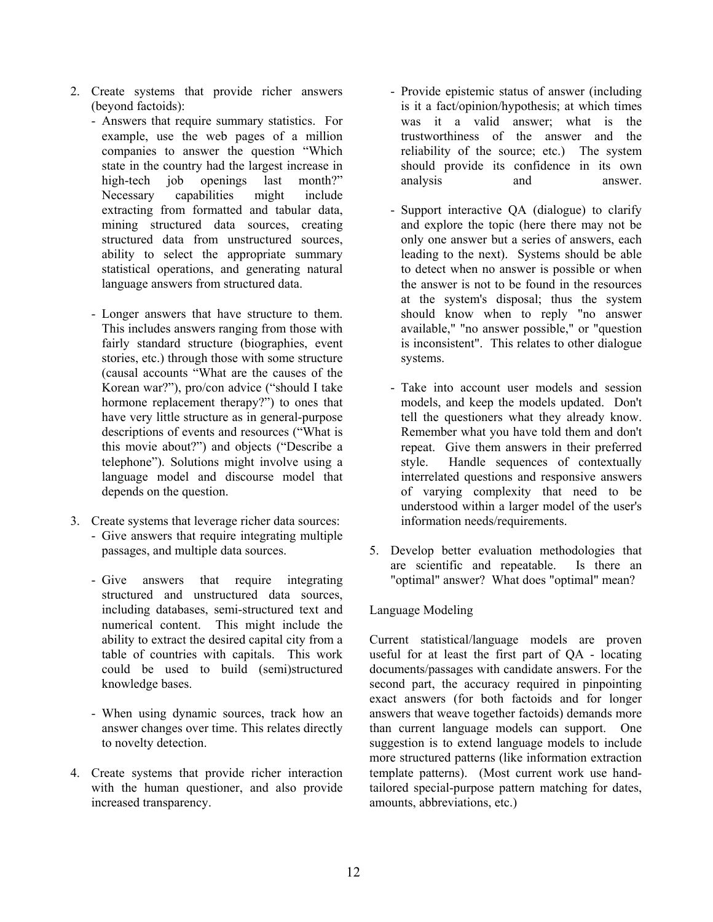2. Create systems that provide richer answers (beyond factoids):
   - Answers that require summary statistics. For example, use the web pages of a million companies to answer the question "Which state in the country had the largest increase in high-tech job openings last month?" Necessary capabilities might include extracting from formatted and tabular data, mining structured data sources, creating structured data from unstructured sources, ability to select the appropriate summary statistical operations, and generating natural language answers from structured data.

   - Longer answers that have structure to them. This includes answers ranging from those with fairly standard structure (biographies, event stories, etc.) through those with some structure (causal accounts "What are the causes of the Korean war?"), pro/con advice ("should I take hormone replacement therapy?") to ones that have very little structure as in general-purpose descriptions of events and resources ("What is this movie about?") and objects ("Describe a telephone"). Solutions might involve using a language model and discourse model that depends on the question.

3. Create systems that leverage richer data sources:
   - Give answers that require integrating multiple passages, and multiple data sources.

   - Give answers that require integrating structured and unstructured data sources, including databases, semi-structured text and numerical content. This might include the ability to extract the desired capital city from a table of countries with capitals. This work could be used to build (semi)structured knowledge bases.

   - When using dynamic sources, track how an answer changes over time. This relates directly to novelty detection.

4. Create systems that provide richer interaction with the human questioner, and also provide increased transparency.
   - Provide epistemic status of answer (including is it a fact/opinion/hypothesis; at which times was it a valid answer; what is the trustworthiness of the answer and the reliability of the source; etc.) The system should provide its confidence in its own analysis and answer.

   - Support interactive QA (dialogue) to clarify and explore the topic (here there may not be only one answer but a series of answers, each leading to the next). Systems should be able to detect when no answer is possible or when the answer is not to be found in the resources at the system's disposal; thus the system should know when to reply "no answer available," "no answer possible," or "question is inconsistent". This relates to other dialogue systems.

   - Take into account user models and session models, and keep the models updated. Don't tell the questioners what they already know. Remember what you have told them and don't repeat. Give them answers in their preferred style. Handle sequences of contextually interrelated questions and responsive answers of varying complexity that need to be understood within a larger model of the user's information needs/requirements.

5. Develop better evaluation methodologies that are scientific and repeatable. Is there an "optimal" answer? What does "optimal" mean?

Language Modeling

Current statistical/language models are proven useful for at least the first part of QA - locating documents/passages with candidate answers. For the second part, the accuracy required in pinpointing exact answers (for both factoids and for longer answers that weave together factoids) demands more than current language models can support. One suggestion is to extend language models to include more structured patterns (like information extraction template patterns). (Most current work use hand-tailored special-purpose pattern matching for dates, amounts, abbreviations, etc.)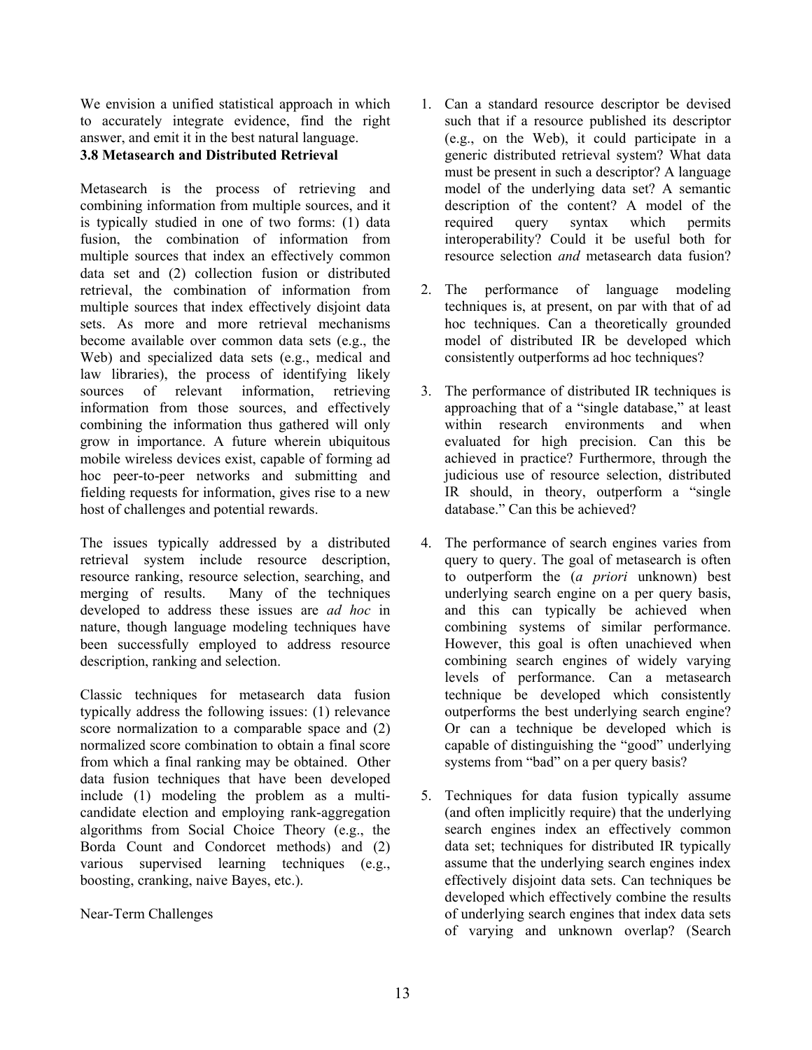We envision a unified statistical approach in which to accurately integrate evidence, find the right answer, and emit it in the best natural language.

### 3.8 Metasearch and Distributed Retrieval

Metasearch is the process of retrieving and combining information from multiple sources, and it is typically studied in one of two forms: (1) data fusion, the combination of information from multiple sources that index an effectively common data set and (2) collection fusion or distributed retrieval, the combination of information from multiple sources that index effectively disjoint data sets. As more and more retrieval mechanisms become available over common data sets (e.g., the Web) and specialized data sets (e.g., medical and law libraries), the process of identifying likely sources of relevant information, retrieving information from those sources, and effectively combining the information thus gathered will only grow in importance. A future wherein ubiquitous mobile wireless devices exist, capable of forming ad hoc peer-to-peer networks and submitting and fielding requests for information, gives rise to a new host of challenges and potential rewards.

The issues typically addressed by a distributed retrieval system include resource description, resource ranking, resource selection, searching, and merging of results. Many of the techniques developed to address these issues are *ad hoc* in nature, though language modeling techniques have been successfully employed to address resource description, ranking and selection.

Classic techniques for metasearch data fusion typically address the following issues: (1) relevance score normalization to a comparable space and (2) normalized score combination to obtain a final score from which a final ranking may be obtained. Other data fusion techniques that have been developed include (1) modeling the problem as a multi-candidate election and employing rank-aggregation algorithms from Social Choice Theory (e.g., the Borda Count and Condorcet methods) and (2) various supervised learning techniques (e.g., boosting, cranking, naive Bayes, etc.).

Near-Term Challenges

1. Can a standard resource descriptor be devised such that if a resource published its descriptor (e.g., on the Web), it could participate in a generic distributed retrieval system? What data must be present in such a descriptor? A language model of the underlying data set? A semantic description of the content? A model of the required query syntax which permits interoperability? Could it be useful both for resource selection *and* metasearch data fusion?

2. The performance of language modeling techniques is, at present, on par with that of ad hoc techniques. Can a theoretically grounded model of distributed IR be developed which consistently outperforms ad hoc techniques?

3. The performance of distributed IR techniques is approaching that of a "single database," at least within research environments and when evaluated for high precision. Can this be achieved in practice? Furthermore, through the judicious use of resource selection, distributed IR should, in theory, outperform a "single database." Can this be achieved?

4. The performance of search engines varies from query to query. The goal of metasearch is often to outperform the (*a priori* unknown) best underlying search engine on a per query basis, and this can typically be achieved when combining systems of similar performance. However, this goal is often unachieved when combining search engines of widely varying levels of performance. Can a metasearch technique be developed which consistently outperforms the best underlying search engine? Or can a technique be developed which is capable of distinguishing the "good" underlying systems from "bad" on a per query basis?

5. Techniques for data fusion typically assume (and often implicitly require) that the underlying search engines index an effectively common data set; techniques for distributed IR typically assume that the underlying search engines index effectively disjoint data sets. Can techniques be developed which effectively combine the results of underlying search engines that index data sets of varying and unknown overlap? (Search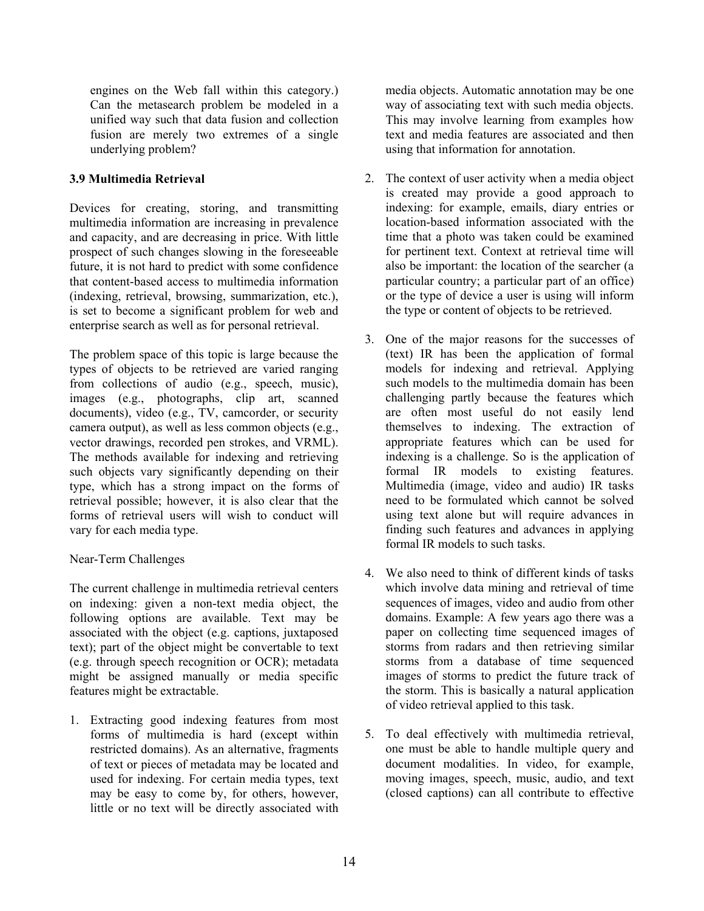engines on the Web fall within this category.) Can the metasearch problem be modeled in a unified way such that data fusion and collection fusion are merely two extremes of a single underlying problem?

### 3.9 Multimedia Retrieval

Devices for creating, storing, and transmitting multimedia information are increasing in prevalence and capacity, and are decreasing in price. With little prospect of such changes slowing in the foreseeable future, it is not hard to predict with some confidence that content-based access to multimedia information (indexing, retrieval, browsing, summarization, etc.), is set to become a significant problem for web and enterprise search as well as for personal retrieval.

The problem space of this topic is large because the types of objects to be retrieved are varied ranging from collections of audio (e.g., speech, music), images (e.g., photographs, clip art, scanned documents), video (e.g., TV, camcorder, or security camera output), as well as less common objects (e.g., vector drawings, recorded pen strokes, and VRML). The methods available for indexing and retrieving such objects vary significantly depending on their type, which has a strong impact on the forms of retrieval possible; however, it is also clear that the forms of retrieval users will wish to conduct will vary for each media type.

Near-Term Challenges

The current challenge in multimedia retrieval centers on indexing: given a non-text media object, the following options are available. Text may be associated with the object (e.g. captions, juxtaposed text); part of the object might be convertable to text (e.g. through speech recognition or OCR); metadata might be assigned manually or media specific features might be extractable.

1. Extracting good indexing features from most forms of multimedia is hard (except within restricted domains). As an alternative, fragments of text or pieces of metadata may be located and used for indexing. For certain media types, text may be easy to come by, for others, however, little or no text will be directly associated with media objects. Automatic annotation may be one way of associating text with such media objects. This may involve learning from examples how text and media features are associated and then using that information for annotation.

2. The context of user activity when a media object is created may provide a good approach to indexing: for example, emails, diary entries or location-based information associated with the time that a photo was taken could be examined for pertinent text. Context at retrieval time will also be important: the location of the searcher (a particular country; a particular part of an office) or the type of device a user is using will inform the type or content of objects to be retrieved.

3. One of the major reasons for the successes of (text) IR has been the application of formal models for indexing and retrieval. Applying such models to the multimedia domain has been challenging partly because the features which are often most useful do not easily lend themselves to indexing. The extraction of appropriate features which can be used for indexing is a challenge. So is the application of formal IR models to existing features. Multimedia (image, video and audio) IR tasks need to be formulated which cannot be solved using text alone but will require advances in finding such features and advances in applying formal IR models to such tasks.

4. We also need to think of different kinds of tasks which involve data mining and retrieval of time sequences of images, video and audio from other domains. Example: A few years ago there was a paper on collecting time sequenced images of storms from radars and then retrieving similar storms from a database of time sequenced images of storms to predict the future track of the storm. This is basically a natural application of video retrieval applied to this task.

5. To deal effectively with multimedia retrieval, one must be able to handle multiple query and document modalities. In video, for example, moving images, speech, music, audio, and text (closed captions) can all contribute to effective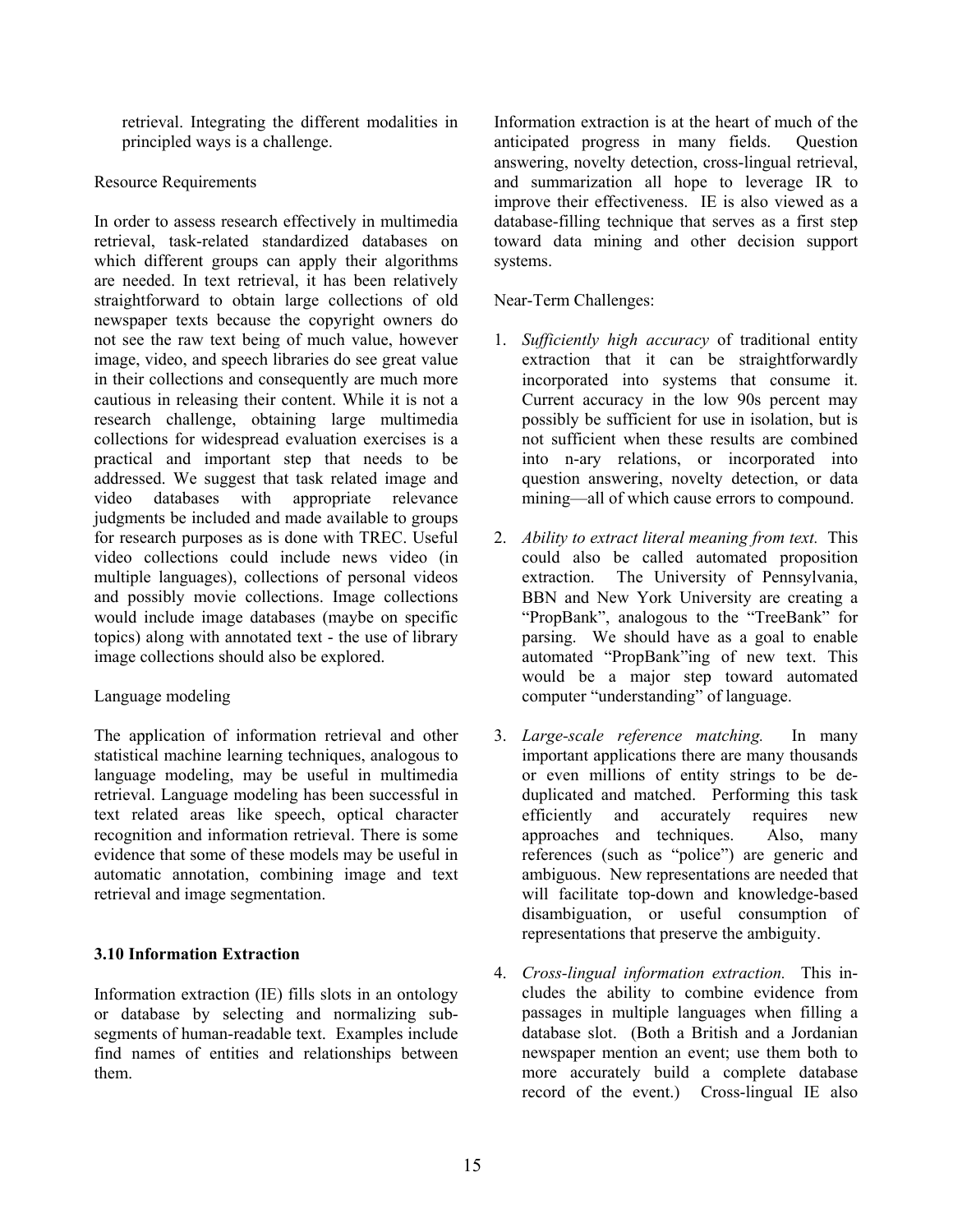retrieval. Integrating the different modalities in principled ways is a challenge.

Resource Requirements

In order to assess research effectively in multimedia retrieval, task-related standardized databases on which different groups can apply their algorithms are needed. In text retrieval, it has been relatively straightforward to obtain large collections of old newspaper texts because the copyright owners do not see the raw text being of much value, however image, video, and speech libraries do see great value in their collections and consequently are much more cautious in releasing their content. While it is not a research challenge, obtaining large multimedia collections for widespread evaluation exercises is a practical and important step that needs to be addressed. We suggest that task related image and video databases with appropriate relevance judgments be included and made available to groups for research purposes as is done with TREC. Useful video collections could include news video (in multiple languages), collections of personal videos and possibly movie collections. Image collections would include image databases (maybe on specific topics) along with annotated text - the use of library image collections should also be explored.

Language modeling

The application of information retrieval and other statistical machine learning techniques, analogous to language modeling, may be useful in multimedia retrieval. Language modeling has been successful in text related areas like speech, optical character recognition and information retrieval. There is some evidence that some of these models may be useful in automatic annotation, combining image and text retrieval and image segmentation.

### 3.10 Information Extraction

Information extraction (IE) fills slots in an ontology or database by selecting and normalizing sub-segments of human-readable text. Examples include find names of entities and relationships between them.

Information extraction is at the heart of much of the anticipated progress in many fields. Question answering, novelty detection, cross-lingual retrieval, and summarization all hope to leverage IR to improve their effectiveness. IE is also viewed as a database-filling technique that serves as a first step toward data mining and other decision support systems.

Near-Term Challenges:

1. *Sufficiently high accuracy* of traditional entity extraction that it can be straightforwardly incorporated into systems that consume it. Current accuracy in the low 90s percent may possibly be sufficient for use in isolation, but is not sufficient when these results are combined into n-ary relations, or incorporated into question answering, novelty detection, or data mining—all of which cause errors to compound.

2. *Ability to extract literal meaning from text.* This could also be called automated proposition extraction. The University of Pennsylvania, BBN and New York University are creating a "PropBank", analogous to the "TreeBank" for parsing. We should have as a goal to enable automated "PropBank"ing of new text. This would be a major step toward automated computer "understanding" of language.

3. *Large-scale reference matching.* In many important applications there are many thousands or even millions of entity strings to be de-duplicated and matched. Performing this task efficiently and accurately requires new approaches and techniques. Also, many references (such as "police") are generic and ambiguous. New representations are needed that will facilitate top-down and knowledge-based disambiguation, or useful consumption of representations that preserve the ambiguity.

4. *Cross-lingual information extraction.* This includes the ability to combine evidence from passages in multiple languages when filling a database slot. (Both a British and a Jordanian newspaper mention an event; use them both to more accurately build a complete database record of the event.) Cross-lingual IE also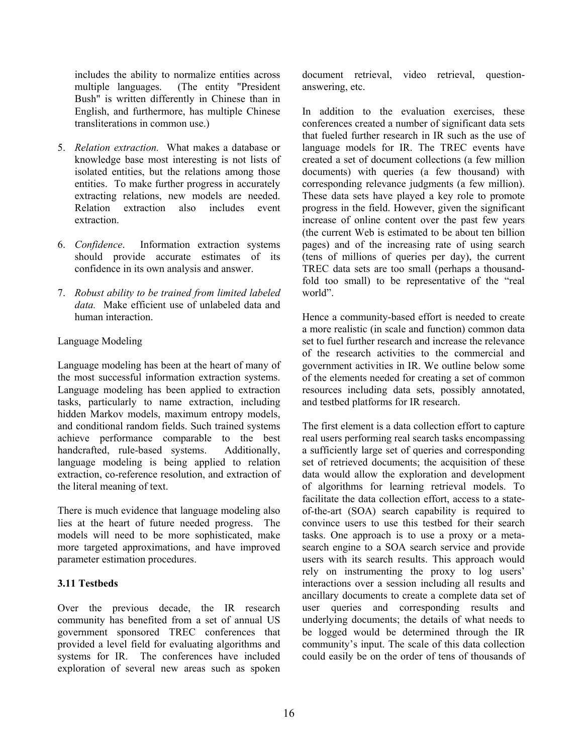includes the ability to normalize entities across multiple languages. (The entity "President Bush" is written differently in Chinese than in English, and furthermore, has multiple Chinese transliterations in common use.)

5. *Relation extraction.* What makes a database or knowledge base most interesting is not lists of isolated entities, but the relations among those entities. To make further progress in accurately extracting relations, new models are needed. Relation extraction also includes event extraction.

6. *Confidence*. Information extraction systems should provide accurate estimates of its confidence in its own analysis and answer.

7. *Robust ability to be trained from limited labeled data.* Make efficient use of unlabeled data and human interaction.

Language Modeling

Language modeling has been at the heart of many of the most successful information extraction systems. Language modeling has been applied to extraction tasks, particularly to name extraction, including hidden Markov models, maximum entropy models, and conditional random fields. Such trained systems achieve performance comparable to the best handcrafted, rule-based systems. Additionally, language modeling is being applied to relation extraction, co-reference resolution, and extraction of the literal meaning of text.

There is much evidence that language modeling also lies at the heart of future needed progress. The models will need to be more sophisticated, make more targeted approximations, and have improved parameter estimation procedures.

### 3.11 Testbeds

Over the previous decade, the IR research community has benefited from a set of annual US government sponsored TREC conferences that provided a level field for evaluating algorithms and systems for IR. The conferences have included exploration of several new areas such as spoken document retrieval, video retrieval, question-answering, etc.

In addition to the evaluation exercises, these conferences created a number of significant data sets that fueled further research in IR such as the use of language models for IR. The TREC events have created a set of document collections (a few million documents) with queries (a few thousand) with corresponding relevance judgments (a few million). These data sets have played a key role to promote progress in the field. However, given the significant increase of online content over the past few years (the current Web is estimated to be about ten billion pages) and of the increasing rate of using search (tens of millions of queries per day), the current TREC data sets are too small (perhaps a thousand-fold too small) to be representative of the "real world".

Hence a community-based effort is needed to create a more realistic (in scale and function) common data set to fuel further research and increase the relevance of the research activities to the commercial and government activities in IR. We outline below some of the elements needed for creating a set of common resources including data sets, possibly annotated, and testbed platforms for IR research.

The first element is a data collection effort to capture real users performing real search tasks encompassing a sufficiently large set of queries and corresponding set of retrieved documents; the acquisition of these data would allow the exploration and development of algorithms for learning retrieval models. To facilitate the data collection effort, access to a state-of-the-art (SOA) search capability is required to convince users to use this testbed for their search tasks. One approach is to use a proxy or a meta-search engine to a SOA search service and provide users with its search results. This approach would rely on instrumenting the proxy to log users' interactions over a session including all results and ancillary documents to create a complete data set of user queries and corresponding results and underlying documents; the details of what needs to be logged would be determined through the IR community's input. The scale of this data collection could easily be on the order of tens of thousands of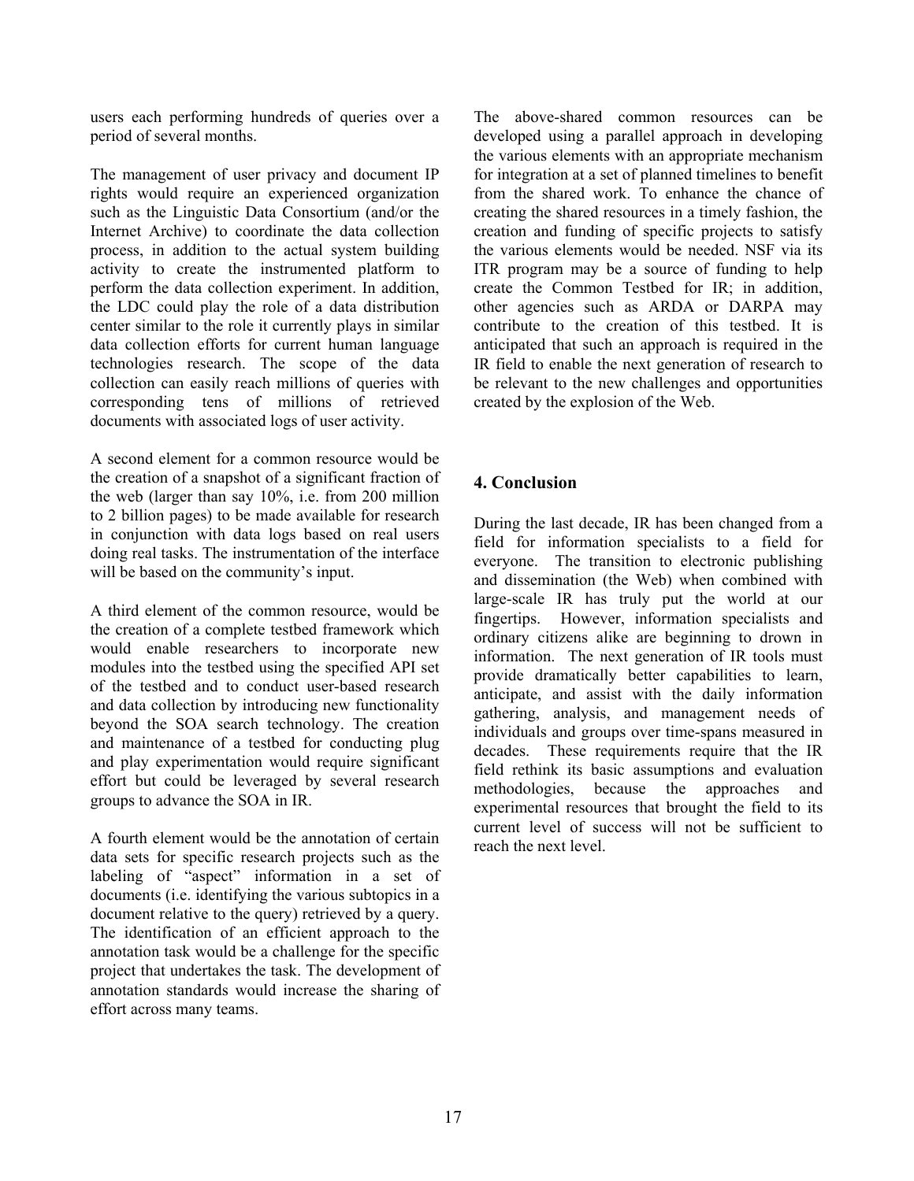users each performing hundreds of queries over a period of several months.

The management of user privacy and document IP rights would require an experienced organization such as the Linguistic Data Consortium (and/or the Internet Archive) to coordinate the data collection process, in addition to the actual system building activity to create the instrumented platform to perform the data collection experiment. In addition, the LDC could play the role of a data distribution center similar to the role it currently plays in similar data collection efforts for current human language technologies research. The scope of the data collection can easily reach millions of queries with corresponding tens of millions of retrieved documents with associated logs of user activity.

A second element for a common resource would be the creation of a snapshot of a significant fraction of the web (larger than say 10%, i.e. from 200 million to 2 billion pages) to be made available for research in conjunction with data logs based on real users doing real tasks. The instrumentation of the interface will be based on the community's input.

A third element of the common resource, would be the creation of a complete testbed framework which would enable researchers to incorporate new modules into the testbed using the specified API set of the testbed and to conduct user-based research and data collection by introducing new functionality beyond the SOA search technology. The creation and maintenance of a testbed for conducting plug and play experimentation would require significant effort but could be leveraged by several research groups to advance the SOA in IR.

A fourth element would be the annotation of certain data sets for specific research projects such as the labeling of "aspect" information in a set of documents (i.e. identifying the various subtopics in a document relative to the query) retrieved by a query. The identification of an efficient approach to the annotation task would be a challenge for the specific project that undertakes the task. The development of annotation standards would increase the sharing of effort across many teams.

The above-shared common resources can be developed using a parallel approach in developing the various elements with an appropriate mechanism for integration at a set of planned timelines to benefit from the shared work. To enhance the chance of creating the shared resources in a timely fashion, the creation and funding of specific projects to satisfy the various elements would be needed. NSF via its ITR program may be a source of funding to help create the Common Testbed for IR; in addition, other agencies such as ARDA or DARPA may contribute to the creation of this testbed. It is anticipated that such an approach is required in the IR field to enable the next generation of research to be relevant to the new challenges and opportunities created by the explosion of the Web.

## 4. Conclusion

During the last decade, IR has been changed from a field for information specialists to a field for everyone. The transition to electronic publishing and dissemination (the Web) when combined with large-scale IR has truly put the world at our fingertips. However, information specialists and ordinary citizens alike are beginning to drown in information. The next generation of IR tools must provide dramatically better capabilities to learn, anticipate, and assist with the daily information gathering, analysis, and management needs of individuals and groups over time-spans measured in decades. These requirements require that the IR field rethink its basic assumptions and evaluation methodologies, because the approaches and experimental resources that brought the field to its current level of success will not be sufficient to reach the next level.